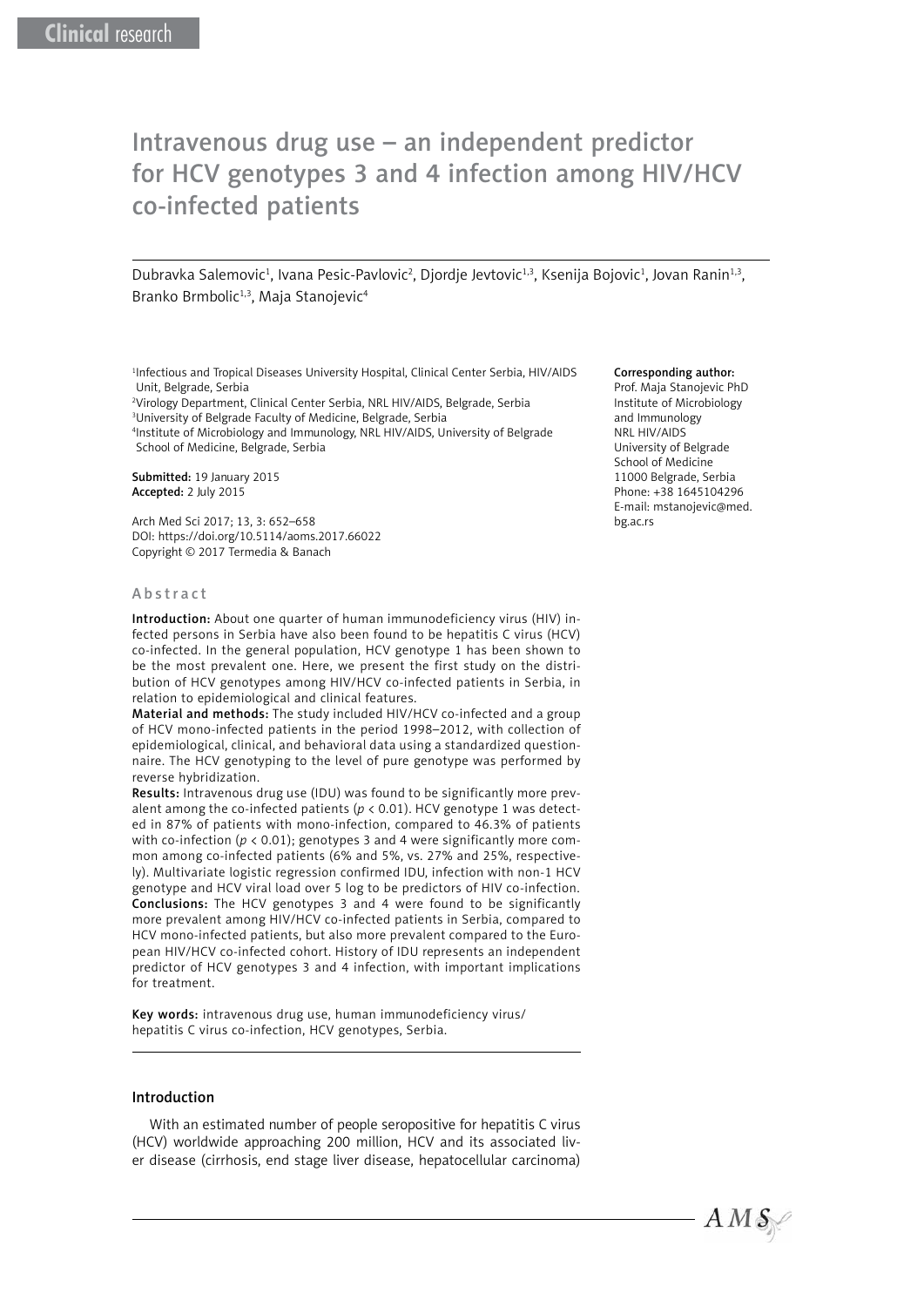Clinical research

# Intravenous drug use – an independent predictor for HCV genotypes 3 and 4 infection among HIV/HCV co-infected patients

Dubravka Salemovic[1], Ivana Pesic-Pavlovic[2], Djordje Jevtovic[1,3], Ksenija Bojovic[1], Jovan Ranin[1,3], Branko Brmbolic[1,3], Maja Stanojevic[4]

[1]Infectious and Tropical Diseases University Hospital, Clinical Center Serbia, HIV/AIDS Unit, Belgrade, Serbia
[2]Virology Department, Clinical Center Serbia, NRL HIV/AIDS, Belgrade, Serbia
[3]University of Belgrade Faculty of Medicine, Belgrade, Serbia
[4]Institute of Microbiology and Immunology, NRL HIV/AIDS, University of Belgrade School of Medicine, Belgrade, Serbia

**Submitted:** 19 January 2015
**Accepted:** 2 July 2015

Arch Med Sci 2017; 13, 3: 652–658
DOI: https://doi.org/10.5114/aoms.2017.66022
Copyright © 2017 Termedia & Banach

**Corresponding author:**
Prof. Maja Stanojevic PhD
Institute of Microbiology and Immunology
NRL HIV/AIDS
University of Belgrade School of Medicine
11000 Belgrade, Serbia
Phone: +38 1645104296
E-mail: mstanojevic@med.bg.ac.rs

## Abstract

**Introduction:** About one quarter of human immunodeficiency virus (HIV) infected persons in Serbia have also been found to be hepatitis C virus (HCV) co-infected. In the general population, HCV genotype 1 has been shown to be the most prevalent one. Here, we present the first study on the distribution of HCV genotypes among HIV/HCV co-infected patients in Serbia, in relation to epidemiological and clinical features.

**Material and methods:** The study included HIV/HCV co-infected and a group of HCV mono-infected patients in the period 1998–2012, with collection of epidemiological, clinical, and behavioral data using a standardized questionnaire. The HCV genotyping to the level of pure genotype was performed by reverse hybridization.

**Results:** Intravenous drug use (IDU) was found to be significantly more prevalent among the co-infected patients ($p < 0.01$). HCV genotype 1 was detected in 87% of patients with mono-infection, compared to 46.3% of patients with co-infection ($p < 0.01$); genotypes 3 and 4 were significantly more common among co-infected patients (6% and 5%, vs. 27% and 25%, respectively). Multivariate logistic regression confirmed IDU, infection with non-1 HCV genotype and HCV viral load over 5 log to be predictors of HIV co-infection.

**Conclusions:** The HCV genotypes 3 and 4 were found to be significantly more prevalent among HIV/HCV co-infected patients in Serbia, compared to HCV mono-infected patients, but also more prevalent compared to the European HIV/HCV co-infected cohort. History of IDU represents an independent predictor of HCV genotypes 3 and 4 infection, with important implications for treatment.

**Key words:** intravenous drug use, human immunodeficiency virus/hepatitis C virus co-infection, HCV genotypes, Serbia.

## Introduction

With an estimated number of people seropositive for hepatitis C virus (HCV) worldwide approaching 200 million, HCV and its associated liver disease (cirrhosis, end stage liver disease, hepatocellular carcinoma)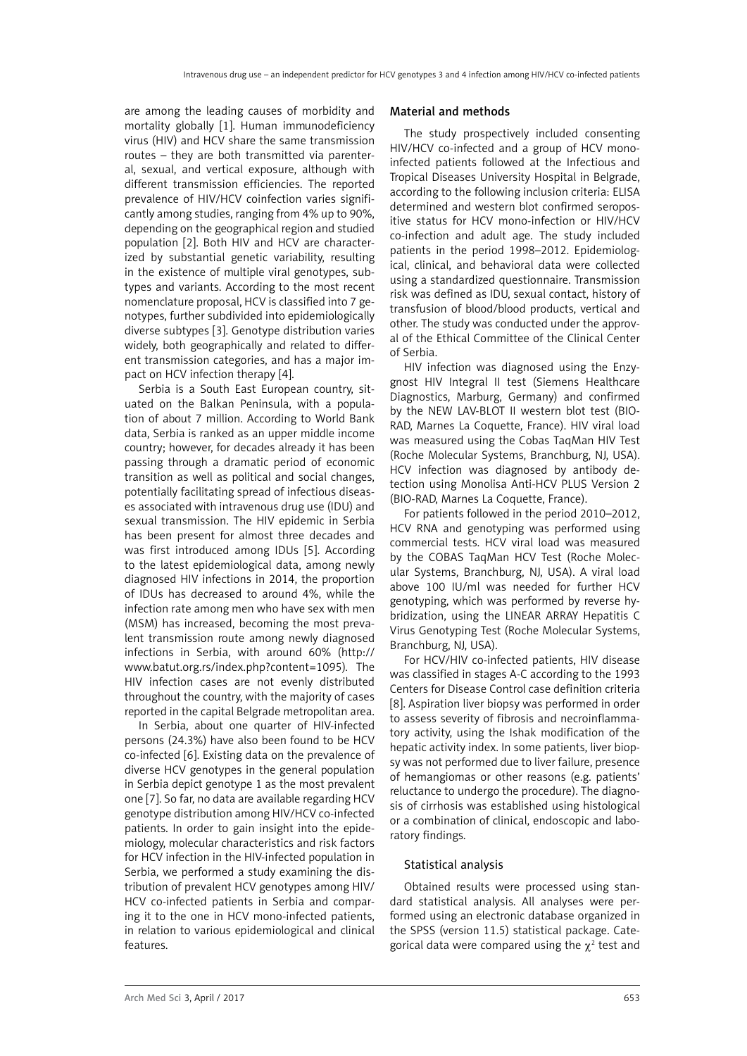are among the leading causes of morbidity and mortality globally [1]. Human immunodeficiency virus (HIV) and HCV share the same transmission routes – they are both transmitted via parenteral, sexual, and vertical exposure, although with different transmission efficiencies. The reported prevalence of HIV/HCV coinfection varies significantly among studies, ranging from 4% up to 90%, depending on the geographical region and studied population [2]. Both HIV and HCV are characterized by substantial genetic variability, resulting in the existence of multiple viral genotypes, subtypes and variants. According to the most recent nomenclature proposal, HCV is classified into 7 genotypes, further subdivided into epidemiologically diverse subtypes [3]. Genotype distribution varies widely, both geographically and related to different transmission categories, and has a major impact on HCV infection therapy [4].

Serbia is a South East European country, situated on the Balkan Peninsula, with a population of about 7 million. According to World Bank data, Serbia is ranked as an upper middle income country; however, for decades already it has been passing through a dramatic period of economic transition as well as political and social changes, potentially facilitating spread of infectious diseases associated with intravenous drug use (IDU) and sexual transmission. The HIV epidemic in Serbia has been present for almost three decades and was first introduced among IDUs [5]. According to the latest epidemiological data, among newly diagnosed HIV infections in 2014, the proportion of IDUs has decreased to around 4%, while the infection rate among men who have sex with men (MSM) has increased, becoming the most prevalent transmission route among newly diagnosed infections in Serbia, with around 60% (http://www.batut.org.rs/index.php?content=1095). The HIV infection cases are not evenly distributed throughout the country, with the majority of cases reported in the capital Belgrade metropolitan area.

In Serbia, about one quarter of HIV-infected persons (24.3%) have also been found to be HCV co-infected [6]. Existing data on the prevalence of diverse HCV genotypes in the general population in Serbia depict genotype 1 as the most prevalent one [7]. So far, no data are available regarding HCV genotype distribution among HIV/HCV co-infected patients. In order to gain insight into the epidemiology, molecular characteristics and risk factors for HCV infection in the HIV-infected population in Serbia, we performed a study examining the distribution of prevalent HCV genotypes among HIV/HCV co-infected patients in Serbia and comparing it to the one in HCV mono-infected patients, in relation to various epidemiological and clinical features.

## Material and methods

The study prospectively included consenting HIV/HCV co-infected and a group of HCV mono-infected patients followed at the Infectious and Tropical Diseases University Hospital in Belgrade, according to the following inclusion criteria: ELISA determined and western blot confirmed seropositive status for HCV mono-infection or HIV/HCV co-infection and adult age. The study included patients in the period 1998–2012. Epidemiological, clinical, and behavioral data were collected using a standardized questionnaire. Transmission risk was defined as IDU, sexual contact, history of transfusion of blood/blood products, vertical and other. The study was conducted under the approval of the Ethical Committee of the Clinical Center of Serbia.

HIV infection was diagnosed using the Enzygnost HIV Integral II test (Siemens Healthcare Diagnostics, Marburg, Germany) and confirmed by the NEW LAV-BLOT II western blot test (BIO-RAD, Marnes La Coquette, France). HIV viral load was measured using the Cobas TaqMan HIV Test (Roche Molecular Systems, Branchburg, NJ, USA). HCV infection was diagnosed by antibody detection using Monolisa Anti-HCV PLUS Version 2 (BIO-RAD, Marnes La Coquette, France).

For patients followed in the period 2010–2012, HCV RNA and genotyping was performed using commercial tests. HCV viral load was measured by the COBAS TaqMan HCV Test (Roche Molecular Systems, Branchburg, NJ, USA). A viral load above 100 IU/ml was needed for further HCV genotyping, which was performed by reverse hybridization, using the LINEAR ARRAY Hepatitis C Virus Genotyping Test (Roche Molecular Systems, Branchburg, NJ, USA).

For HCV/HIV co-infected patients, HIV disease was classified in stages A-C according to the 1993 Centers for Disease Control case definition criteria [8]. Aspiration liver biopsy was performed in order to assess severity of fibrosis and necroinflammatory activity, using the Ishak modification of the hepatic activity index. In some patients, liver biopsy was not performed due to liver failure, presence of hemangiomas or other reasons (e.g. patients' reluctance to undergo the procedure). The diagnosis of cirrhosis was established using histological or a combination of clinical, endoscopic and laboratory findings.

### Statistical analysis

Obtained results were processed using standard statistical analysis. All analyses were performed using an electronic database organized in the SPSS (version 11.5) statistical package. Categorical data were compared using the $\chi^2$ test and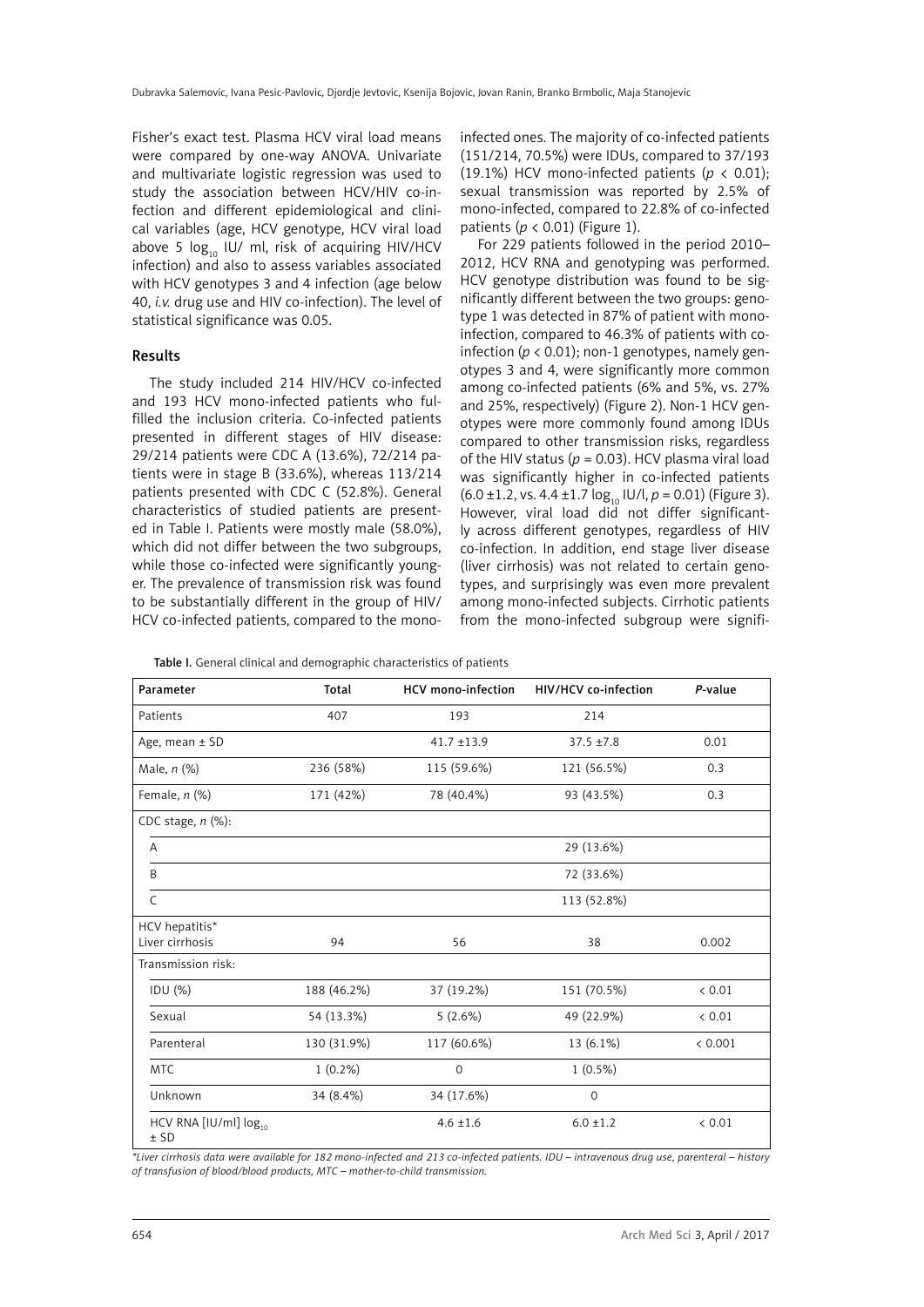Fisher's exact test. Plasma HCV viral load means were compared by one-way ANOVA. Univariate and multivariate logistic regression was used to study the association between HCV/HIV co-infection and different epidemiological and clinical variables (age, HCV genotype, HCV viral load above 5 $\log_{10}$ IU/ ml, risk of acquiring HIV/HCV infection) and also to assess variables associated with HCV genotypes 3 and 4 infection (age below 40, *i.v.* drug use and HIV co-infection). The level of statistical significance was 0.05.

## Results

The study included 214 HIV/HCV co-infected and 193 HCV mono-infected patients who fulfilled the inclusion criteria. Co-infected patients presented in different stages of HIV disease: 29/214 patients were CDC A (13.6%), 72/214 patients were in stage B (33.6%), whereas 113/214 patients presented with CDC C (52.8%). General characteristics of studied patients are presented in Table I. Patients were mostly male (58.0%), which did not differ between the two subgroups, while those co-infected were significantly younger. The prevalence of transmission risk was found to be substantially different in the group of HIV/HCV co-infected patients, compared to the mono-infected ones. The majority of co-infected patients (151/214, 70.5%) were IDUs, compared to 37/193 (19.1%) HCV mono-infected patients ($p < 0.01$); sexual transmission was reported by 2.5% of mono-infected, compared to 22.8% of co-infected patients ($p < 0.01$) (Figure 1).

For 229 patients followed in the period 2010–2012, HCV RNA and genotyping was performed. HCV genotype distribution was found to be significantly different between the two groups: genotype 1 was detected in 87% of patient with mono-infection, compared to 46.3% of patients with co-infection ($p < 0.01$); non-1 genotypes, namely genotypes 3 and 4, were significantly more common among co-infected patients (6% and 5%, vs. 27% and 25%, respectively) (Figure 2). Non-1 HCV genotypes were more commonly found among IDUs compared to other transmission risks, regardless of the HIV status ($p = 0.03$). HCV plasma viral load was significantly higher in co-infected patients ($6.0 \pm 1.2$, vs. $4.4 \pm 1.7$ $\log_{10}$ IU/l, $p = 0.01$) (Figure 3). However, viral load did not differ significantly across different genotypes, regardless of HIV co-infection. In addition, end stage liver disease (liver cirrhosis) was not related to certain genotypes, and surprisingly was even more prevalent among mono-infected subjects. Cirrhotic patients from the mono-infected subgroup were signifi-

**Table I.** General clinical and demographic characteristics of patients

| Parameter | Total | HCV mono-infection | HIV/HCV co-infection | *P*-value |
|---|---|---|---|---|
| Patients | 407 | 193 | 214 | |
| Age, mean ± SD | | 41.7 ±13.9 | 37.5 ±7.8 | 0.01 |
| Male, *n* (%) | 236 (58%) | 115 (59.6%) | 121 (56.5%) | 0.3 |
| Female, *n* (%) | 171 (42%) | 78 (40.4%) | 93 (43.5%) | 0.3 |
| CDC stage, *n* (%): | | | | |
| A | | | 29 (13.6%) | |
| B | | | 72 (33.6%) | |
| C | | | 113 (52.8%) | |
| HCV hepatitis* Liver cirrhosis | 94 | 56 | 38 | 0.002 |
| Transmission risk: | | | | |
| IDU (%) | 188 (46.2%) | 37 (19.2%) | 151 (70.5%) | < 0.01 |
| Sexual | 54 (13.3%) | 5 (2.6%) | 49 (22.9%) | < 0.01 |
| Parenteral | 130 (31.9%) | 117 (60.6%) | 13 (6.1%) | < 0.001 |
| MTC | 1 (0.2%) | 0 | 1 (0.5%) | |
| Unknown | 34 (8.4%) | 34 (17.6%) | 0 | |
| HCV RNA [IU/ml] $\log_{10}$ ± SD | | 4.6 ±1.6 | 6.0 ±1.2 | < 0.01 |

*\*Liver cirrhosis data were available for 182 mono-infected and 213 co-infected patients. IDU – intravenous drug use, parenteral – history of transfusion of blood/blood products, MTC – mother-to-child transmission.*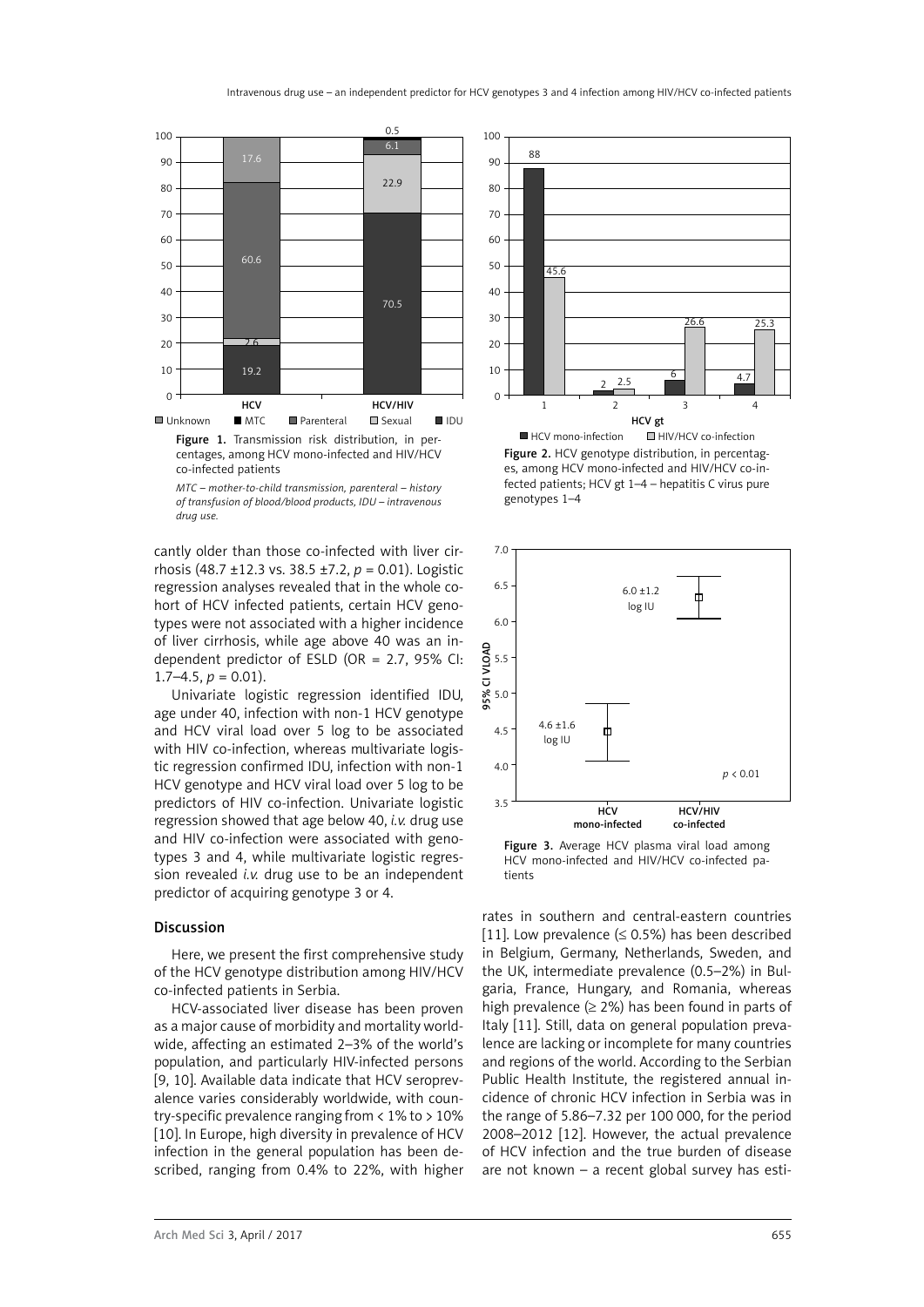Figure 1. Transmission risk distribution, in percentages, among HCV mono-infected and HIV/HCV co-infected patients

*MTC – mother-to-child transmission, parenteral – history of transfusion of blood/blood products, IDU – intravenous drug use.*

Figure 2. HCV genotype distribution, in percentages, among HCV mono-infected and HIV/HCV co-infected patients; HCV gt 1–4 – hepatitis C virus pure genotypes 1–4

Figure 3. Average HCV plasma viral load among HCV mono-infected and HIV/HCV co-infected patients

cantly older than those co-infected with liver cirrhosis (48.7 ±12.3 vs. 38.5 ±7.2, $p$ = 0.01). Logistic regression analyses revealed that in the whole cohort of HCV infected patients, certain HCV genotypes were not associated with a higher incidence of liver cirrhosis, while age above 40 was an independent predictor of ESLD (OR = 2.7, 95% CI: 1.7–4.5, $p$ = 0.01).

Univariate logistic regression identified IDU, age under 40, infection with non-1 HCV genotype and HCV viral load over 5 log to be associated with HIV co-infection, whereas multivariate logistic regression confirmed IDU, infection with non-1 HCV genotype and HCV viral load over 5 log to be predictors of HIV co-infection. Univariate logistic regression showed that age below 40, *i.v.* drug use and HIV co-infection were associated with genotypes 3 and 4, while multivariate logistic regression revealed *i.v.* drug use to be an independent predictor of acquiring genotype 3 or 4.

## Discussion

Here, we present the first comprehensive study of the HCV genotype distribution among HIV/HCV co-infected patients in Serbia.

HCV-associated liver disease has been proven as a major cause of morbidity and mortality worldwide, affecting an estimated 2–3% of the world's population, and particularly HIV-infected persons [9, 10]. Available data indicate that HCV seroprevalence varies considerably worldwide, with country-specific prevalence ranging from < 1% to > 10% [10]. In Europe, high diversity in prevalence of HCV infection in the general population has been described, ranging from 0.4% to 22%, with higher rates in southern and central-eastern countries [11]. Low prevalence (≤ 0.5%) has been described in Belgium, Germany, Netherlands, Sweden, and the UK, intermediate prevalence (0.5–2%) in Bulgaria, France, Hungary, and Romania, whereas high prevalence (≥ 2%) has been found in parts of Italy [11]. Still, data on general population prevalence are lacking or incomplete for many countries and regions of the world. According to the Serbian Public Health Institute, the registered annual incidence of chronic HCV infection in Serbia was in the range of 5.86–7.32 per 100 000, for the period 2008–2012 [12]. However, the actual prevalence of HCV infection and the true burden of disease are not known – a recent global survey has esti-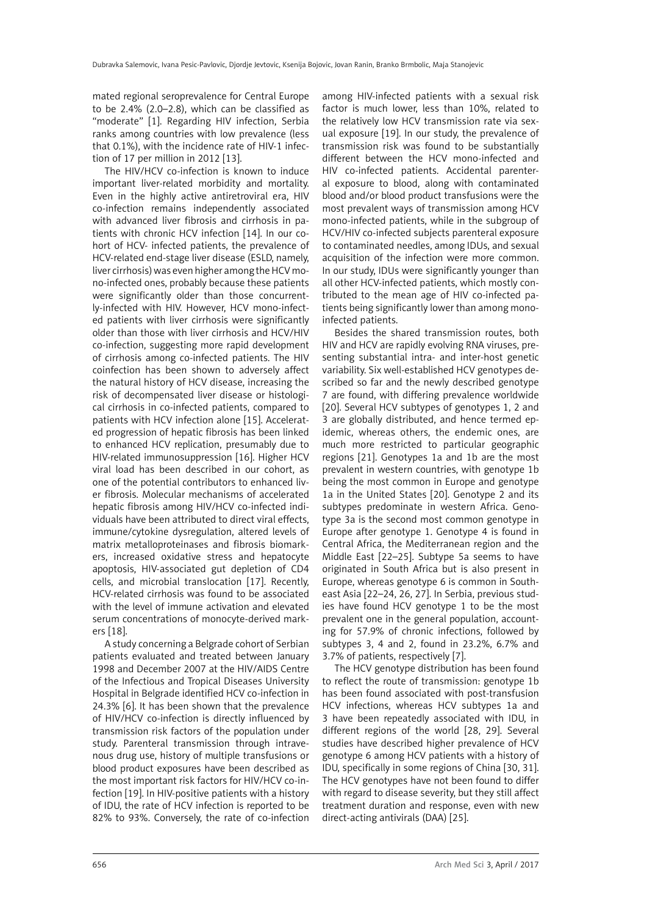mated regional seroprevalence for Central Europe to be 2.4% (2.0–2.8), which can be classified as "moderate" [1]. Regarding HIV infection, Serbia ranks among countries with low prevalence (less that 0.1%), with the incidence rate of HIV-1 infection of 17 per million in 2012 [13].

The HIV/HCV co-infection is known to induce important liver-related morbidity and mortality. Even in the highly active antiretroviral era, HIV co-infection remains independently associated with advanced liver fibrosis and cirrhosis in patients with chronic HCV infection [14]. In our cohort of HCV- infected patients, the prevalence of HCV-related end-stage liver disease (ESLD, namely, liver cirrhosis) was even higher among the HCV mono-infected ones, probably because these patients were significantly older than those concurrently-infected with HIV. However, HCV mono-infected patients with liver cirrhosis were significantly older than those with liver cirrhosis and HCV/HIV co-infection, suggesting more rapid development of cirrhosis among co-infected patients. The HIV coinfection has been shown to adversely affect the natural history of HCV disease, increasing the risk of decompensated liver disease or histological cirrhosis in co-infected patients, compared to patients with HCV infection alone [15]. Accelerated progression of hepatic fibrosis has been linked to enhanced HCV replication, presumably due to HIV-related immunosuppression [16]. Higher HCV viral load has been described in our cohort, as one of the potential contributors to enhanced liver fibrosis. Molecular mechanisms of accelerated hepatic fibrosis among HIV/HCV co-infected individuals have been attributed to direct viral effects, immune/cytokine dysregulation, altered levels of matrix metalloproteinases and fibrosis biomarkers, increased oxidative stress and hepatocyte apoptosis, HIV-associated gut depletion of CD4 cells, and microbial translocation [17]. Recently, HCV-related cirrhosis was found to be associated with the level of immune activation and elevated serum concentrations of monocyte-derived markers [18].

A study concerning a Belgrade cohort of Serbian patients evaluated and treated between January 1998 and December 2007 at the HIV/AIDS Centre of the Infectious and Tropical Diseases University Hospital in Belgrade identified HCV co-infection in 24.3% [6]. It has been shown that the prevalence of HIV/HCV co-infection is directly influenced by transmission risk factors of the population under study. Parenteral transmission through intravenous drug use, history of multiple transfusions or blood product exposures have been described as the most important risk factors for HIV/HCV co-infection [19]. In HIV-positive patients with a history of IDU, the rate of HCV infection is reported to be 82% to 93%. Conversely, the rate of co-infection among HIV-infected patients with a sexual risk factor is much lower, less than 10%, related to the relatively low HCV transmission rate via sexual exposure [19]. In our study, the prevalence of transmission risk was found to be substantially different between the HCV mono-infected and HIV co-infected patients. Accidental parenteral exposure to blood, along with contaminated blood and/or blood product transfusions were the most prevalent ways of transmission among HCV mono-infected patients, while in the subgroup of HCV/HIV co-infected subjects parenteral exposure to contaminated needles, among IDUs, and sexual acquisition of the infection were more common. In our study, IDUs were significantly younger than all other HCV-infected patients, which mostly contributed to the mean age of HIV co-infected patients being significantly lower than among mono-infected patients.

Besides the shared transmission routes, both HIV and HCV are rapidly evolving RNA viruses, presenting substantial intra- and inter-host genetic variability. Six well-established HCV genotypes described so far and the newly described genotype 7 are found, with differing prevalence worldwide [20]. Several HCV subtypes of genotypes 1, 2 and 3 are globally distributed, and hence termed epidemic, whereas others, the endemic ones, are much more restricted to particular geographic regions [21]. Genotypes 1a and 1b are the most prevalent in western countries, with genotype 1b being the most common in Europe and genotype 1a in the United States [20]. Genotype 2 and its subtypes predominate in western Africa. Genotype 3a is the second most common genotype in Europe after genotype 1. Genotype 4 is found in Central Africa, the Mediterranean region and the Middle East [22–25]. Subtype 5a seems to have originated in South Africa but is also present in Europe, whereas genotype 6 is common in Southeast Asia [22–24, 26, 27]. In Serbia, previous studies have found HCV genotype 1 to be the most prevalent one in the general population, accounting for 57.9% of chronic infections, followed by subtypes 3, 4 and 2, found in 23.2%, 6.7% and 3.7% of patients, respectively [7].

The HCV genotype distribution has been found to reflect the route of transmission: genotype 1b has been found associated with post-transfusion HCV infections, whereas HCV subtypes 1a and 3 have been repeatedly associated with IDU, in different regions of the world [28, 29]. Several studies have described higher prevalence of HCV genotype 6 among HCV patients with a history of IDU, specifically in some regions of China [30, 31]. The HCV genotypes have not been found to differ with regard to disease severity, but they still affect treatment duration and response, even with new direct-acting antivirals (DAA) [25].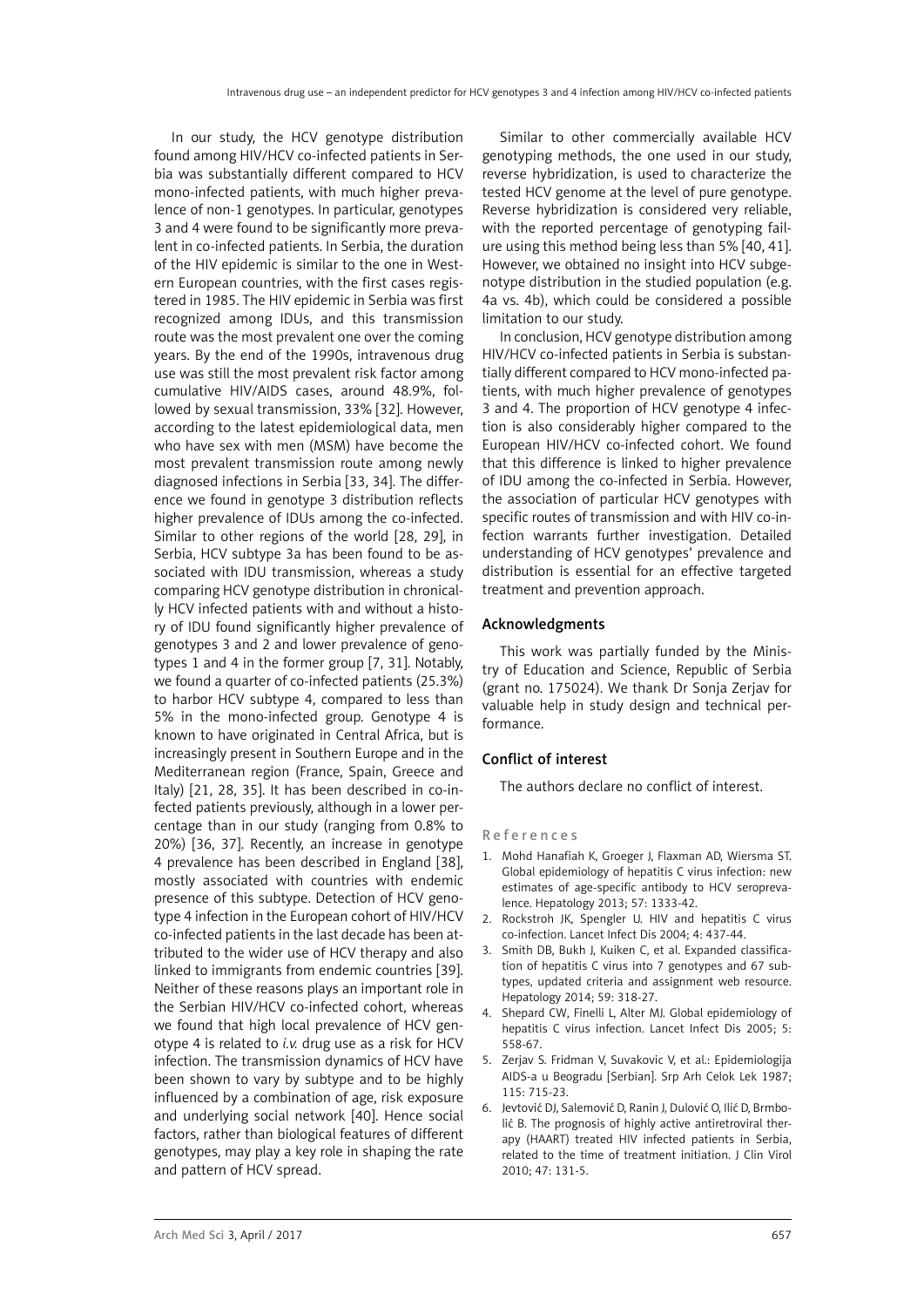In our study, the HCV genotype distribution found among HIV/HCV co-infected patients in Serbia was substantially different compared to HCV mono-infected patients, with much higher prevalence of non-1 genotypes. In particular, genotypes 3 and 4 were found to be significantly more prevalent in co-infected patients. In Serbia, the duration of the HIV epidemic is similar to the one in Western European countries, with the first cases registered in 1985. The HIV epidemic in Serbia was first recognized among IDUs, and this transmission route was the most prevalent one over the coming years. By the end of the 1990s, intravenous drug use was still the most prevalent risk factor among cumulative HIV/AIDS cases, around 48.9%, followed by sexual transmission, 33% [32]. However, according to the latest epidemiological data, men who have sex with men (MSM) have become the most prevalent transmission route among newly diagnosed infections in Serbia [33, 34]. The difference we found in genotype 3 distribution reflects higher prevalence of IDUs among the co-infected. Similar to other regions of the world [28, 29], in Serbia, HCV subtype 3a has been found to be associated with IDU transmission, whereas a study comparing HCV genotype distribution in chronically HCV infected patients with and without a history of IDU found significantly higher prevalence of genotypes 3 and 2 and lower prevalence of genotypes 1 and 4 in the former group [7, 31]. Notably, we found a quarter of co-infected patients (25.3%) to harbor HCV subtype 4, compared to less than 5% in the mono-infected group. Genotype 4 is known to have originated in Central Africa, but is increasingly present in Southern Europe and in the Mediterranean region (France, Spain, Greece and Italy) [21, 28, 35]. It has been described in co-infected patients previously, although in a lower percentage than in our study (ranging from 0.8% to 20%) [36, 37]. Recently, an increase in genotype 4 prevalence has been described in England [38], mostly associated with countries with endemic presence of this subtype. Detection of HCV genotype 4 infection in the European cohort of HIV/HCV co-infected patients in the last decade has been attributed to the wider use of HCV therapy and also linked to immigrants from endemic countries [39]. Neither of these reasons plays an important role in the Serbian HIV/HCV co-infected cohort, whereas we found that high local prevalence of HCV genotype 4 is related to *i.v.* drug use as a risk for HCV infection. The transmission dynamics of HCV have been shown to vary by subtype and to be highly influenced by a combination of age, risk exposure and underlying social network [40]. Hence social factors, rather than biological features of different genotypes, may play a key role in shaping the rate and pattern of HCV spread.

Similar to other commercially available HCV genotyping methods, the one used in our study, reverse hybridization, is used to characterize the tested HCV genome at the level of pure genotype. Reverse hybridization is considered very reliable, with the reported percentage of genotyping failure using this method being less than 5% [40, 41]. However, we obtained no insight into HCV subgenotype distribution in the studied population (e.g. 4a vs. 4b), which could be considered a possible limitation to our study.

In conclusion, HCV genotype distribution among HIV/HCV co-infected patients in Serbia is substantially different compared to HCV mono-infected patients, with much higher prevalence of genotypes 3 and 4. The proportion of HCV genotype 4 infection is also considerably higher compared to the European HIV/HCV co-infected cohort. We found that this difference is linked to higher prevalence of IDU among the co-infected in Serbia. However, the association of particular HCV genotypes with specific routes of transmission and with HIV co-infection warrants further investigation. Detailed understanding of HCV genotypes' prevalence and distribution is essential for an effective targeted treatment and prevention approach.

## Acknowledgments

This work was partially funded by the Ministry of Education and Science, Republic of Serbia (grant no. 175024). We thank Dr Sonja Zerjav for valuable help in study design and technical performance.

## Conflict of interest

The authors declare no conflict of interest.

## References

1. Mohd Hanafiah K, Groeger J, Flaxman AD, Wiersma ST. Global epidemiology of hepatitis C virus infection: new estimates of age-specific antibody to HCV seroprevalence. Hepatology 2013; 57: 1333-42.
2. Rockstroh JK, Spengler U. HIV and hepatitis C virus co-infection. Lancet Infect Dis 2004; 4: 437-44.
3. Smith DB, Bukh J, Kuiken C, et al. Expanded classification of hepatitis C virus into 7 genotypes and 67 subtypes, updated criteria and assignment web resource. Hepatology 2014; 59: 318-27.
4. Shepard CW, Finelli L, Alter MJ. Global epidemiology of hepatitis C virus infection. Lancet Infect Dis 2005; 5: 558-67.
5. Zerjav S. Fridman V, Suvakovic V, et al.: Epidemiologija AIDS-a u Beogradu [Serbian]. Srp Arh Celok Lek 1987; 115: 715-23.
6. Jevtović DJ, Salemović D, Ranin J, Dulović O, Ilić D, Brmbolić B. The prognosis of highly active antiretroviral therapy (HAART) treated HIV infected patients in Serbia, related to the time of treatment initiation. J Clin Virol 2010; 47: 131-5.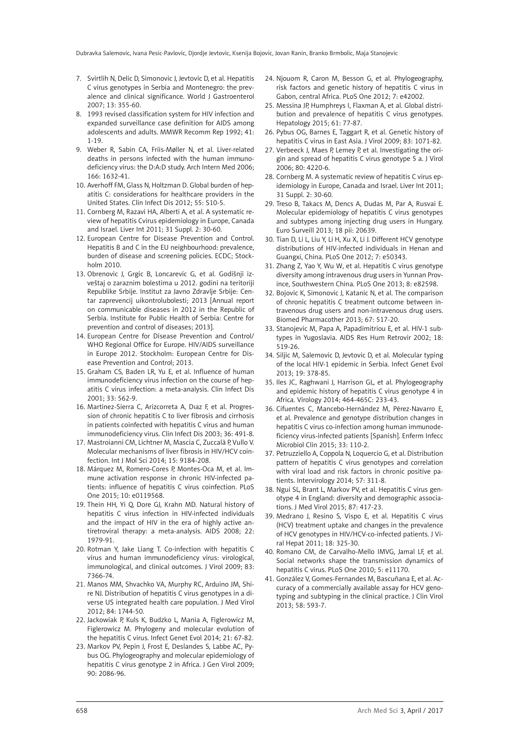7. Svirtlih N, Delic D, Simonovic J, Jevtovic D, et al. Hepatitis C virus genotypes in Serbia and Montenegro: the prevalence and clinical significance. World J Gastroenterol 2007; 13: 355-60.
8. 1993 revised classification system for HIV infection and expanded surveillance case definition for AIDS among adolescents and adults. MMWR Recomm Rep 1992; 41: 1-19.
9. Weber R, Sabin CA, Friis-Møller N, et al. Liver-related deaths in persons infected with the human immunodeficiency virus: the D:A:D study. Arch Intern Med 2006; 166: 1632-41.
10. Averhoff FM, Glass N, Holtzman D. Global burden of hepatitis C: considerations for healthcare providers in the United States. Clin Infect Dis 2012; 55: S10-5.
11. Cornberg M, Razavi HA, Alberti A, et al. A systematic review of hepatitis Cvirus epidemiology in Europe, Canada and Israel. Liver Int 2011; 31 Suppl. 2: 30-60.
12. European Centre for Disease Prevention and Control. Hepatitis B and C in the EU neighbourhood: prevalence, burden of disease and screening policies. ECDC; Stockholm 2010.
13. Obrenovic J, Grgic B, Loncarevic G, et al. Godišnji izveštaj o zaraznim bolestima u 2012. godini na teritoriji Republike Srbije. Institut za Javno Zdravlje Srbije: Centar zaprevencij uikontrolubolesti; 2013 [Annual report on communicable diseases in 2012 in the Republic of Serbia. Institute for Public Health of Serbia: Centre for prevention and control of diseases; 2013].
14. European Centre for Disease Prevention and Control/ WHO Regional Office for Europe. HIV/AIDS surveillance in Europe 2012. Stockholm: European Centre for Disease Prevention and Control; 2013.
15. Graham CS, Baden LR, Yu E, et al. Influence of human immunodeficiency virus infection on the course of hepatitis C virus infection: a meta-analysis. Clin Infect Dis 2001; 33: 562-9.
16. Martinez-Sierra C, Arizcorreta A, Dıaz F, et al. Progression of chronic hepatitis C to liver fibrosis and cirrhosis in patients coinfected with hepatitis C virus and human immunodeficiency virus. Clin Infect Dis 2003; 36: 491-8.
17. Mastroianni CM, Lichtner M, Mascia C, Zuccalà P, Vullo V. Molecular mechanisms of liver fibrosis in HIV/HCV coinfection. Int J Mol Sci 2014; 15: 9184-208.
18. Márquez M, Romero-Cores P, Montes-Oca M, et al. Immune activation response in chronic HIV-infected patients: influence of hepatitis C virus coinfection. PLoS One 2015; 10: e0119568.
19. Thein HH, Yi Q, Dore GJ, Krahn MD. Natural history of hepatitis C virus infection in HIV-infected individuals and the impact of HIV in the era of highly active antiretroviral therapy: a meta-analysis. AIDS 2008; 22: 1979-91.
20. Rotman Y, Jake Liang T. Co-infection with hepatitis C virus and human immunodeficiency virus: virological, immunological, and clinical outcomes. J Virol 2009; 83: 7366-74.
21. Manos MM, Shvachko VA, Murphy RC, Arduino JM, Shire NJ. Distribution of hepatitis C virus genotypes in a diverse US integrated health care population. J Med Virol 2012; 84: 1744-50.
22. Jackowiak P, Kuls K, Budzko L, Mania A, Figlerowicz M, Figlerowicz M. Phylogeny and molecular evolution of the hepatitis C virus. Infect Genet Evol 2014; 21: 67-82.
23. Markov PV, Pepin J, Frost E, Deslandes S, Labbe AC, Pybus OG. Phylogeography and molecular epidemiology of hepatitis C virus genotype 2 in Africa. J Gen Virol 2009; 90: 2086-96.
24. Njouom R, Caron M, Besson G, et al. Phylogeography, risk factors and genetic history of hepatitis C virus in Gabon, central Africa. PLoS One 2012; 7: e42002.
25. Messina JP, Humphreys I, Flaxman A, et al. Global distribution and prevalence of hepatitis C virus genotypes. Hepatology 2015; 61: 77-87.
26. Pybus OG, Barnes E, Taggart R, et al. Genetic history of hepatitis C virus in East Asia. J Virol 2009; 83: 1071-82.
27. Verbeeck J, Maes P, Lemey P, et al. Investigating the origin and spread of hepatitis C virus genotype 5 a. J Virol 2006; 80: 4220-6.
28. Cornberg M. A systematic review of hepatitis C virus epidemiology in Europe, Canada and Israel. Liver Int 2011; 31 Suppl. 2: 30-60.
29. Treso B, Takacs M, Dencs A, Dudas M, Par A, Rusvai E. Molecular epidemiology of hepatitis C virus genotypes and subtypes among injecting drug users in Hungary. Euro Surveill 2013; 18 pii: 20639.
30. Tian D, Li L, Liu Y, Li H, Xu X, Li J. Different HCV genotype distributions of HIV-infected individuals in Henan and Guangxi, China. PLoS One 2012; 7: e50343.
31. Zhang Z, Yao Y, Wu W, et al. Hepatitis C virus genotype diversity among intravenous drug users in Yunnan Province, Southwestern China. PLoS One 2013; 8: e82598.
32. Bojovic K, Simonovic J, Katanic N, et al. The comparison of chronic hepatitis C treatment outcome between intravenous drug users and non-intravenous drug users. Biomed Pharmacother 2013; 67: 517-20.
33. Stanojevic M, Papa A, Papadimitriou E, et al. HIV-1 subtypes in Yugoslavia. AIDS Res Hum Retrovir 2002; 18: 519-26.
34. Siljic M, Salemovic D, Jevtovic D, et al. Molecular typing of the local HIV-1 epidemic in Serbia. Infect Genet Evol 2013; 19: 378-85.
35. Iles JC, Raghwani J, Harrison GL, et al. Phylogeography and epidemic history of hepatitis C virus genotype 4 in Africa. Virology 2014; 464-465C: 233-43.
36. Cifuentes C, Mancebo-Hernández M, Pérez-Navarro E, et al. Prevalence and genotype distribution changes in hepatitis C virus co-infection among human immunodeficiency virus-infected patients [Spanish]. Enferm Infecc Microbiol Clin 2015; 33: 110-2.
37. Petruzziello A, Coppola N, Loquercio G, et al. Distribution pattern of hepatitis C virus genotypes and correlation with viral load and risk factors in chronic positive patients. Intervirology 2014; 57: 311-8.
38. Ngui SL, Brant L, Markov PV, et al. Hepatitis C virus genotype 4 in England: diversity and demographic associations. J Med Virol 2015; 87: 417-23.
39. Medrano J, Resino S, Vispo E, et al. Hepatitis C virus (HCV) treatment uptake and changes in the prevalence of HCV genotypes in HIV/HCV-co-infected patients. J Viral Hepat 2011; 18: 325-30.
40. Romano CM, de Carvalho-Mello IMVG, Jamal LF, et al. Social networks shape the transmission dynamics of hepatitis C virus. PLoS One 2010; 5: e11170.
41. González V, Gomes-Fernandes M, Bascuñana E, et al. Accuracy of a commercially available assay for HCV genotyping and subtyping in the clinical practice. J Clin Virol 2013; 58: 593-7.